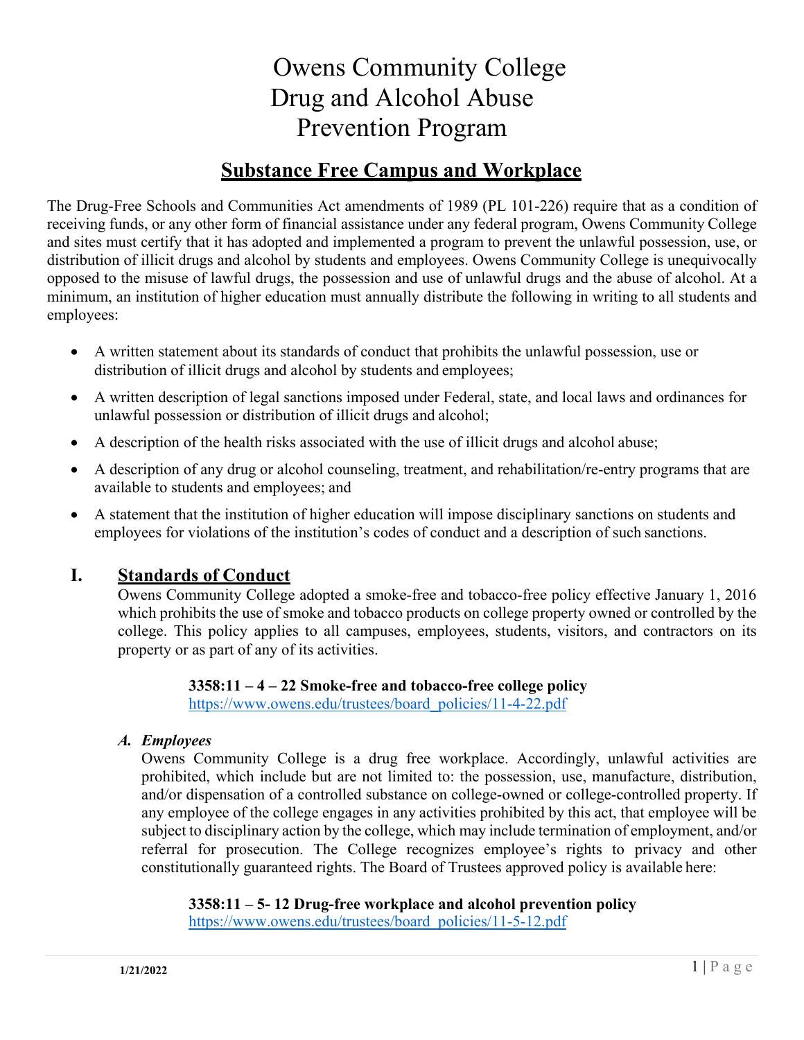# Owens Community College Drug and Alcohol Abuse Prevention Program

## Substance Free Campus and Workplace

The Drug-Free Schools and Communities Act amendments of 1989 (PL 101-226) require that as a condition of receiving funds, or any other form of financial assistance under any federal program, Owens Community College and sites must certify that it has adopted and implemented a program to prevent the unlawful possession, use, or distribution of illicit drugs and alcohol by students and employees. Owens Community College is unequivocally opposed to the misuse of lawful drugs, the possession and use of unlawful drugs and the abuse of alcohol. At a minimum, an institution of higher education must annually distribute the following in writing to all students and employees:

- A written statement about its standards of conduct that prohibits the unlawful possession, use or distribution of illicit drugs and alcohol by students and employees;
- A written description of legal sanctions imposed under Federal, state, and local laws and ordinances for unlawful possession or distribution of illicit drugs and alcohol;
- A description of the health risks associated with the use of illicit drugs and alcohol abuse;
- A description of any drug or alcohol counseling, treatment, and rehabilitation/re-entry programs that are available to students and employees; and
- A statement that the institution of higher education will impose disciplinary sanctions on students and employees for violations of the institution's codes of conduct and a description of such sanctions.

## I. Standards of Conduct

Owens Community College adopted a smoke-free and tobacco-free policy effective January 1, 2016 which prohibits the use of smoke and tobacco products on college property owned or controlled by the college. This policy applies to all campuses, employees, students, visitors, and contractors on its property or as part of any of its activities.

**3358:11 – 4 – 22 Smoke-free and tobacco-free college policy**
https://www.owens.edu/trustees/board_policies/11-4-22.pdf

### *A. Employees*

Owens Community College is a drug free workplace. Accordingly, unlawful activities are prohibited, which include but are not limited to: the possession, use, manufacture, distribution, and/or dispensation of a controlled substance on college-owned or college-controlled property. If any employee of the college engages in any activities prohibited by this act, that employee will be subject to disciplinary action by the college, which may include termination of employment, and/or referral for prosecution. The College recognizes employee's rights to privacy and other constitutionally guaranteed rights. The Board of Trustees approved policy is available here:

**3358:11 – 5- 12 Drug-free workplace and alcohol prevention policy**
https://www.owens.edu/trustees/board_policies/11-5-12.pdf

1/21/2022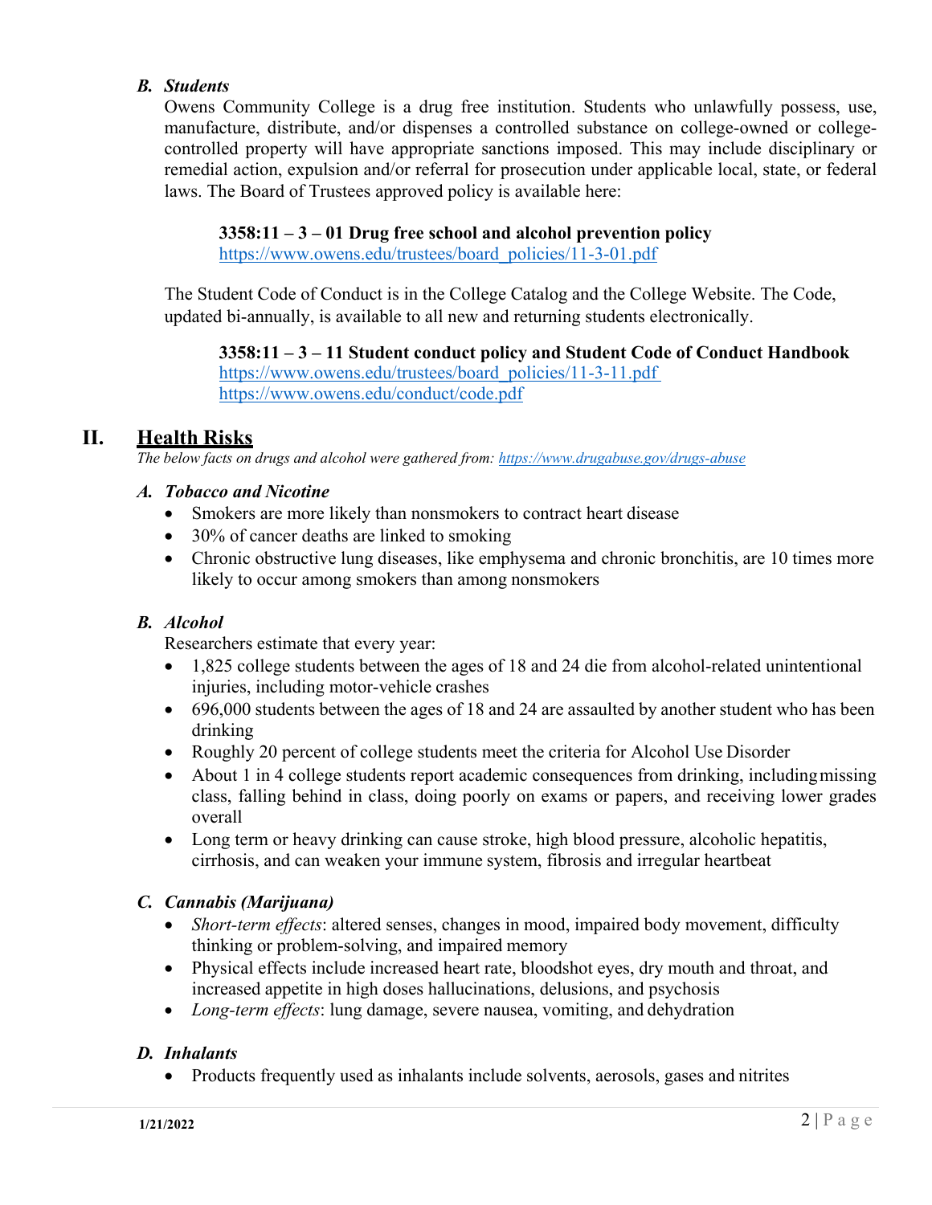### B. *Students*

Owens Community College is a drug free institution. Students who unlawfully possess, use, manufacture, distribute, and/or dispenses a controlled substance on college-owned or college-controlled property will have appropriate sanctions imposed. This may include disciplinary or remedial action, expulsion and/or referral for prosecution under applicable local, state, or federal laws. The Board of Trustees approved policy is available here:

> **3358:11 – 3 – 01 Drug free school and alcohol prevention policy**
> https://www.owens.edu/trustees/board_policies/11-3-01.pdf

The Student Code of Conduct is in the College Catalog and the College Website. The Code, updated bi-annually, is available to all new and returning students electronically.

> **3358:11 – 3 – 11 Student conduct policy and Student Code of Conduct Handbook**
> https://www.owens.edu/trustees/board_policies/11-3-11.pdf
> https://www.owens.edu/conduct/code.pdf

## II. Health Risks

*The below facts on drugs and alcohol were gathered from: https://www.drugabuse.gov/drugs-abuse*

### A. *Tobacco and Nicotine*

- Smokers are more likely than nonsmokers to contract heart disease
- 30% of cancer deaths are linked to smoking
- Chronic obstructive lung diseases, like emphysema and chronic bronchitis, are 10 times more likely to occur among smokers than among nonsmokers

### B. *Alcohol*

Researchers estimate that every year:

- 1,825 college students between the ages of 18 and 24 die from alcohol-related unintentional injuries, including motor-vehicle crashes
- 696,000 students between the ages of 18 and 24 are assaulted by another student who has been drinking
- Roughly 20 percent of college students meet the criteria for Alcohol Use Disorder
- About 1 in 4 college students report academic consequences from drinking, including missing class, falling behind in class, doing poorly on exams or papers, and receiving lower grades overall
- Long term or heavy drinking can cause stroke, high blood pressure, alcoholic hepatitis, cirrhosis, and can weaken your immune system, fibrosis and irregular heartbeat

### C. *Cannabis (Marijuana)*

- *Short-term effects*: altered senses, changes in mood, impaired body movement, difficulty thinking or problem-solving, and impaired memory
- Physical effects include increased heart rate, bloodshot eyes, dry mouth and throat, and increased appetite in high doses hallucinations, delusions, and psychosis
- *Long-term effects*: lung damage, severe nausea, vomiting, and dehydration

### D. *Inhalants*

- Products frequently used as inhalants include solvents, aerosols, gases and nitrites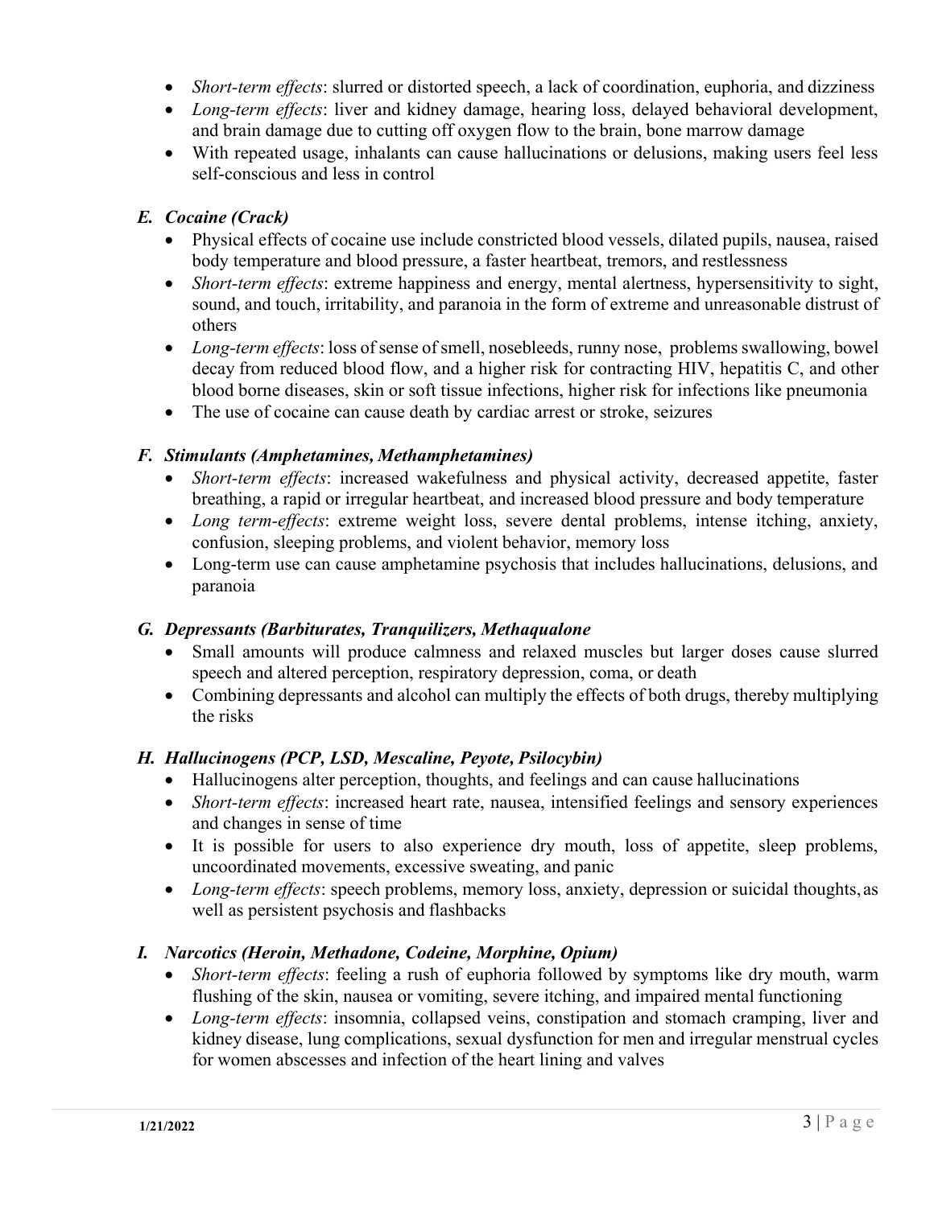- *Short-term effects*: slurred or distorted speech, a lack of coordination, euphoria, and dizziness
- *Long-term effects*: liver and kidney damage, hearing loss, delayed behavioral development, and brain damage due to cutting off oxygen flow to the brain, bone marrow damage
- With repeated usage, inhalants can cause hallucinations or delusions, making users feel less self-conscious and less in control

### *E. Cocaine (Crack)*

- Physical effects of cocaine use include constricted blood vessels, dilated pupils, nausea, raised body temperature and blood pressure, a faster heartbeat, tremors, and restlessness
- *Short-term effects*: extreme happiness and energy, mental alertness, hypersensitivity to sight, sound, and touch, irritability, and paranoia in the form of extreme and unreasonable distrust of others
- *Long-term effects*: loss of sense of smell, nosebleeds, runny nose, problems swallowing, bowel decay from reduced blood flow, and a higher risk for contracting HIV, hepatitis C, and other blood borne diseases, skin or soft tissue infections, higher risk for infections like pneumonia
- The use of cocaine can cause death by cardiac arrest or stroke, seizures

### *F. Stimulants (Amphetamines, Methamphetamines)*

- *Short-term effects*: increased wakefulness and physical activity, decreased appetite, faster breathing, a rapid or irregular heartbeat, and increased blood pressure and body temperature
- *Long term-effects*: extreme weight loss, severe dental problems, intense itching, anxiety, confusion, sleeping problems, and violent behavior, memory loss
- Long-term use can cause amphetamine psychosis that includes hallucinations, delusions, and paranoia

### *G. Depressants (Barbiturates, Tranquilizers, Methaqualone*

- Small amounts will produce calmness and relaxed muscles but larger doses cause slurred speech and altered perception, respiratory depression, coma, or death
- Combining depressants and alcohol can multiply the effects of both drugs, thereby multiplying the risks

### *H. Hallucinogens (PCP, LSD, Mescaline, Peyote, Psilocybin)*

- Hallucinogens alter perception, thoughts, and feelings and can cause hallucinations
- *Short-term effects*: increased heart rate, nausea, intensified feelings and sensory experiences and changes in sense of time
- It is possible for users to also experience dry mouth, loss of appetite, sleep problems, uncoordinated movements, excessive sweating, and panic
- *Long-term effects*: speech problems, memory loss, anxiety, depression or suicidal thoughts, as well as persistent psychosis and flashbacks

### *I. Narcotics (Heroin, Methadone, Codeine, Morphine, Opium)*

- *Short-term effects*: feeling a rush of euphoria followed by symptoms like dry mouth, warm flushing of the skin, nausea or vomiting, severe itching, and impaired mental functioning
- *Long-term effects*: insomnia, collapsed veins, constipation and stomach cramping, liver and kidney disease, lung complications, sexual dysfunction for men and irregular menstrual cycles for women abscesses and infection of the heart lining and valves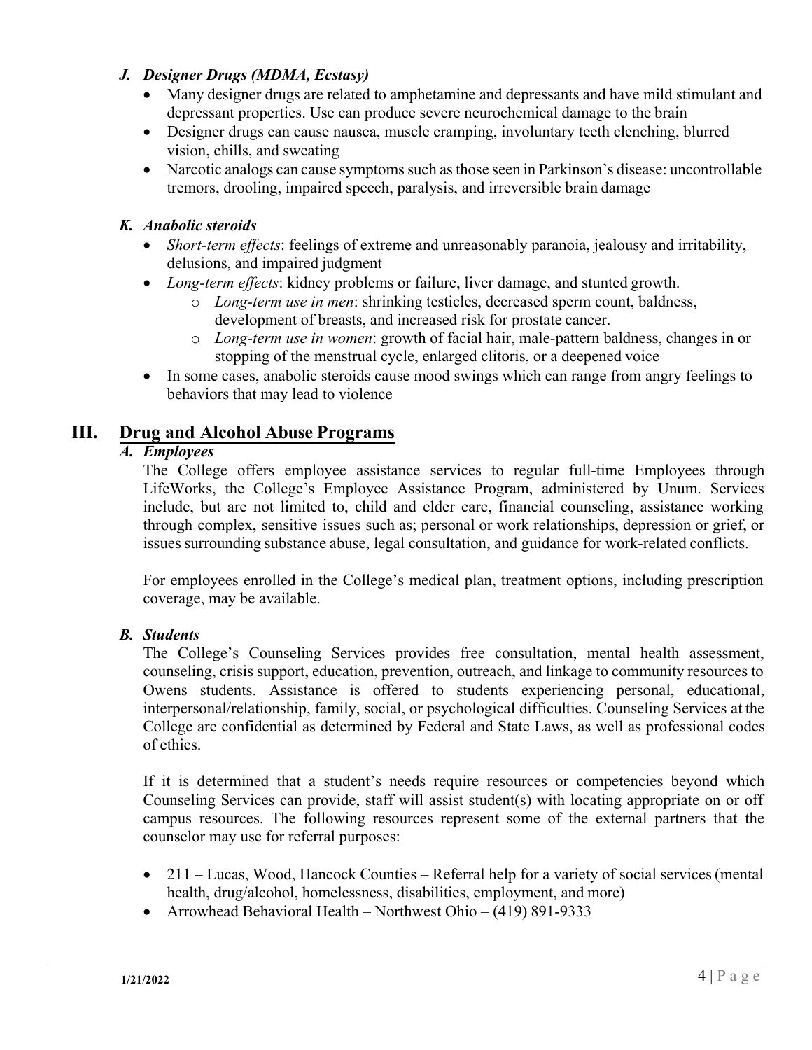### *J. Designer Drugs (MDMA, Ecstasy)*

- Many designer drugs are related to amphetamine and depressants and have mild stimulant and depressant properties. Use can produce severe neurochemical damage to the brain
- Designer drugs can cause nausea, muscle cramping, involuntary teeth clenching, blurred vision, chills, and sweating
- Narcotic analogs can cause symptoms such as those seen in Parkinson's disease: uncontrollable tremors, drooling, impaired speech, paralysis, and irreversible brain damage

### *K. Anabolic steroids*

- *Short-term effects*: feelings of extreme and unreasonably paranoia, jealousy and irritability, delusions, and impaired judgment
- *Long-term effects*: kidney problems or failure, liver damage, and stunted growth.
  - *Long-term use in men*: shrinking testicles, decreased sperm count, baldness, development of breasts, and increased risk for prostate cancer.
  - *Long-term use in women*: growth of facial hair, male-pattern baldness, changes in or stopping of the menstrual cycle, enlarged clitoris, or a deepened voice
- In some cases, anabolic steroids cause mood swings which can range from angry feelings to behaviors that may lead to violence

## III. Drug and Alcohol Abuse Programs

### *A. Employees*

The College offers employee assistance services to regular full-time Employees through LifeWorks, the College's Employee Assistance Program, administered by Unum. Services include, but are not limited to, child and elder care, financial counseling, assistance working through complex, sensitive issues such as; personal or work relationships, depression or grief, or issues surrounding substance abuse, legal consultation, and guidance for work-related conflicts.

For employees enrolled in the College's medical plan, treatment options, including prescription coverage, may be available.

### *B. Students*

The College's Counseling Services provides free consultation, mental health assessment, counseling, crisis support, education, prevention, outreach, and linkage to community resources to Owens students. Assistance is offered to students experiencing personal, educational, interpersonal/relationship, family, social, or psychological difficulties. Counseling Services at the College are confidential as determined by Federal and State Laws, as well as professional codes of ethics.

If it is determined that a student's needs require resources or competencies beyond which Counseling Services can provide, staff will assist student(s) with locating appropriate on or off campus resources. The following resources represent some of the external partners that the counselor may use for referral purposes:

- 211 – Lucas, Wood, Hancock Counties – Referral help for a variety of social services (mental health, drug/alcohol, homelessness, disabilities, employment, and more)
- Arrowhead Behavioral Health – Northwest Ohio – (419) 891-9333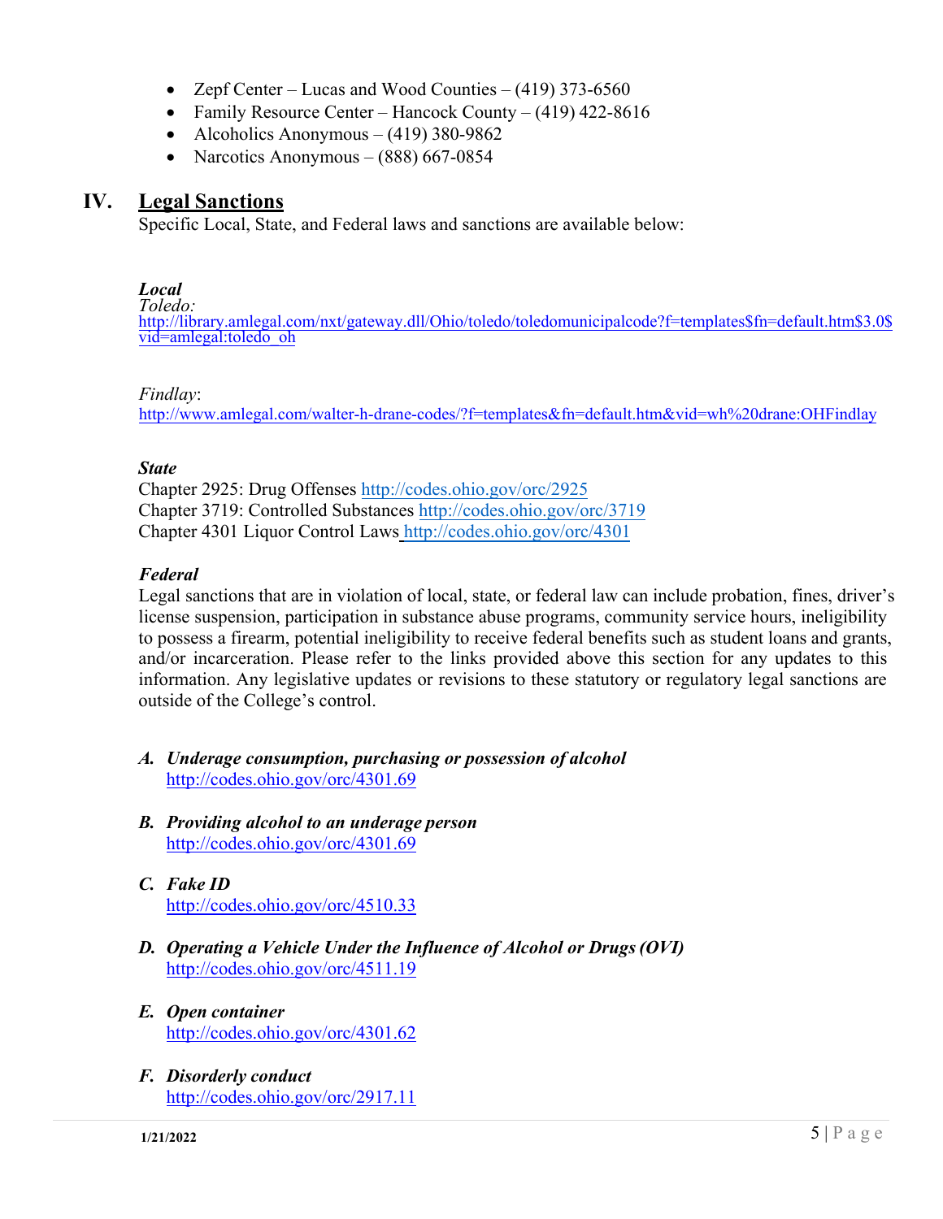- Zepf Center – Lucas and Wood Counties – (419) 373-6560
- Family Resource Center – Hancock County – (419) 422-8616
- Alcoholics Anonymous – (419) 380-9862
- Narcotics Anonymous – (888) 667-0854

## IV. Legal Sanctions

Specific Local, State, and Federal laws and sanctions are available below:

***Local***

*Toledo:*
http://library.amlegal.com/nxt/gateway.dll/Ohio/toledo/toledomunicipalcode?f=templates$fn=default.htm$3.0$vid=amlegal:toledo_oh

*Findlay*:
http://www.amlegal.com/walter-h-drane-codes/?f=templates&fn=default.htm&vid=wh%20drane:OHFindlay

***State***

Chapter 2925: Drug Offenses http://codes.ohio.gov/orc/2925
Chapter 3719: Controlled Substances http://codes.ohio.gov/orc/3719
Chapter 4301 Liquor Control Laws http://codes.ohio.gov/orc/4301

***Federal***

Legal sanctions that are in violation of local, state, or federal law can include probation, fines, driver's license suspension, participation in substance abuse programs, community service hours, ineligibility to possess a firearm, potential ineligibility to receive federal benefits such as student loans and grants, and/or incarceration. Please refer to the links provided above this section for any updates to this information. Any legislative updates or revisions to these statutory or regulatory legal sanctions are outside of the College's control.

A. ***Underage consumption, purchasing or possession of alcohol***
   http://codes.ohio.gov/orc/4301.69

B. ***Providing alcohol to an underage person***
   http://codes.ohio.gov/orc/4301.69

C. ***Fake ID***
   http://codes.ohio.gov/orc/4510.33

D. ***Operating a Vehicle Under the Influence of Alcohol or Drugs (OVI)***
   http://codes.ohio.gov/orc/4511.19

E. ***Open container***
   http://codes.ohio.gov/orc/4301.62

F. ***Disorderly conduct***
   http://codes.ohio.gov/orc/2917.11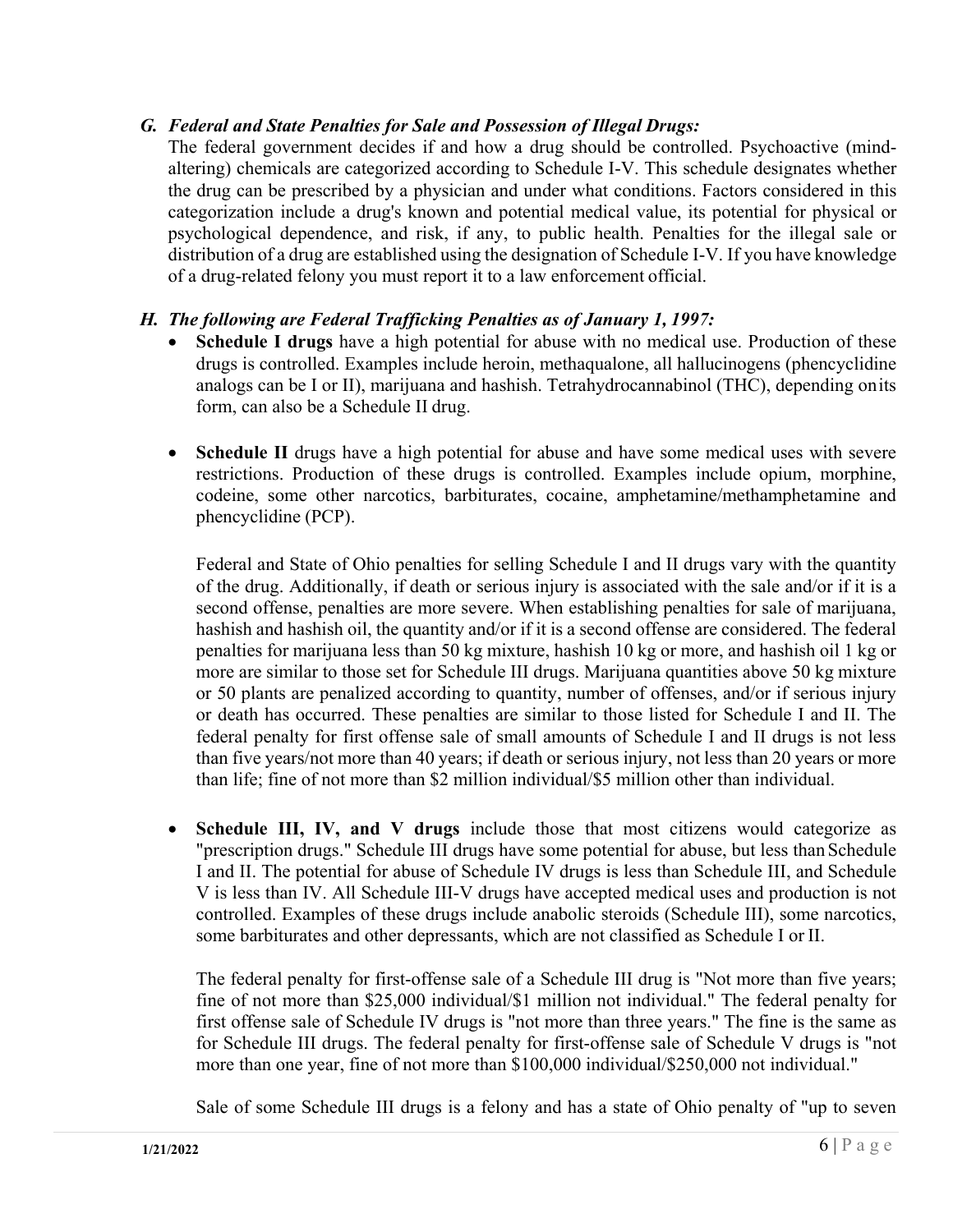### *G. Federal and State Penalties for Sale and Possession of Illegal Drugs:*

The federal government decides if and how a drug should be controlled. Psychoactive (mind-altering) chemicals are categorized according to Schedule I-V. This schedule designates whether the drug can be prescribed by a physician and under what conditions. Factors considered in this categorization include a drug's known and potential medical value, its potential for physical or psychological dependence, and risk, if any, to public health. Penalties for the illegal sale or distribution of a drug are established using the designation of Schedule I-V. If you have knowledge of a drug-related felony you must report it to a law enforcement official.

### *H. The following are Federal Trafficking Penalties as of January 1, 1997:*

- **Schedule I drugs** have a high potential for abuse with no medical use. Production of these drugs is controlled. Examples include heroin, methaqualone, all hallucinogens (phencyclidine analogs can be I or II), marijuana and hashish. Tetrahydrocannabinol (THC), depending on its form, can also be a Schedule II drug.

- **Schedule II** drugs have a high potential for abuse and have some medical uses with severe restrictions. Production of these drugs is controlled. Examples include opium, morphine, codeine, some other narcotics, barbiturates, cocaine, amphetamine/methamphetamine and phencyclidine (PCP).

  Federal and State of Ohio penalties for selling Schedule I and II drugs vary with the quantity of the drug. Additionally, if death or serious injury is associated with the sale and/or if it is a second offense, penalties are more severe. When establishing penalties for sale of marijuana, hashish and hashish oil, the quantity and/or if it is a second offense are considered. The federal penalties for marijuana less than 50 kg mixture, hashish 10 kg or more, and hashish oil 1 kg or more are similar to those set for Schedule III drugs. Marijuana quantities above 50 kg mixture or 50 plants are penalized according to quantity, number of offenses, and/or if serious injury or death has occurred. These penalties are similar to those listed for Schedule I and II. The federal penalty for first offense sale of small amounts of Schedule I and II drugs is not less than five years/not more than 40 years; if death or serious injury, not less than 20 years or more than life; fine of not more than $2 million individual/$5 million other than individual.

- **Schedule III, IV, and V drugs** include those that most citizens would categorize as "prescription drugs." Schedule III drugs have some potential for abuse, but less than Schedule I and II. The potential for abuse of Schedule IV drugs is less than Schedule III, and Schedule V is less than IV. All Schedule III-V drugs have accepted medical uses and production is not controlled. Examples of these drugs include anabolic steroids (Schedule III), some narcotics, some barbiturates and other depressants, which are not classified as Schedule I or II.

  The federal penalty for first-offense sale of a Schedule III drug is "Not more than five years; fine of not more than $25,000 individual/$1 million not individual." The federal penalty for first offense sale of Schedule IV drugs is "not more than three years." The fine is the same as for Schedule III drugs. The federal penalty for first-offense sale of Schedule V drugs is "not more than one year, fine of not more than $100,000 individual/$250,000 not individual."

  Sale of some Schedule III drugs is a felony and has a state of Ohio penalty of "up to seven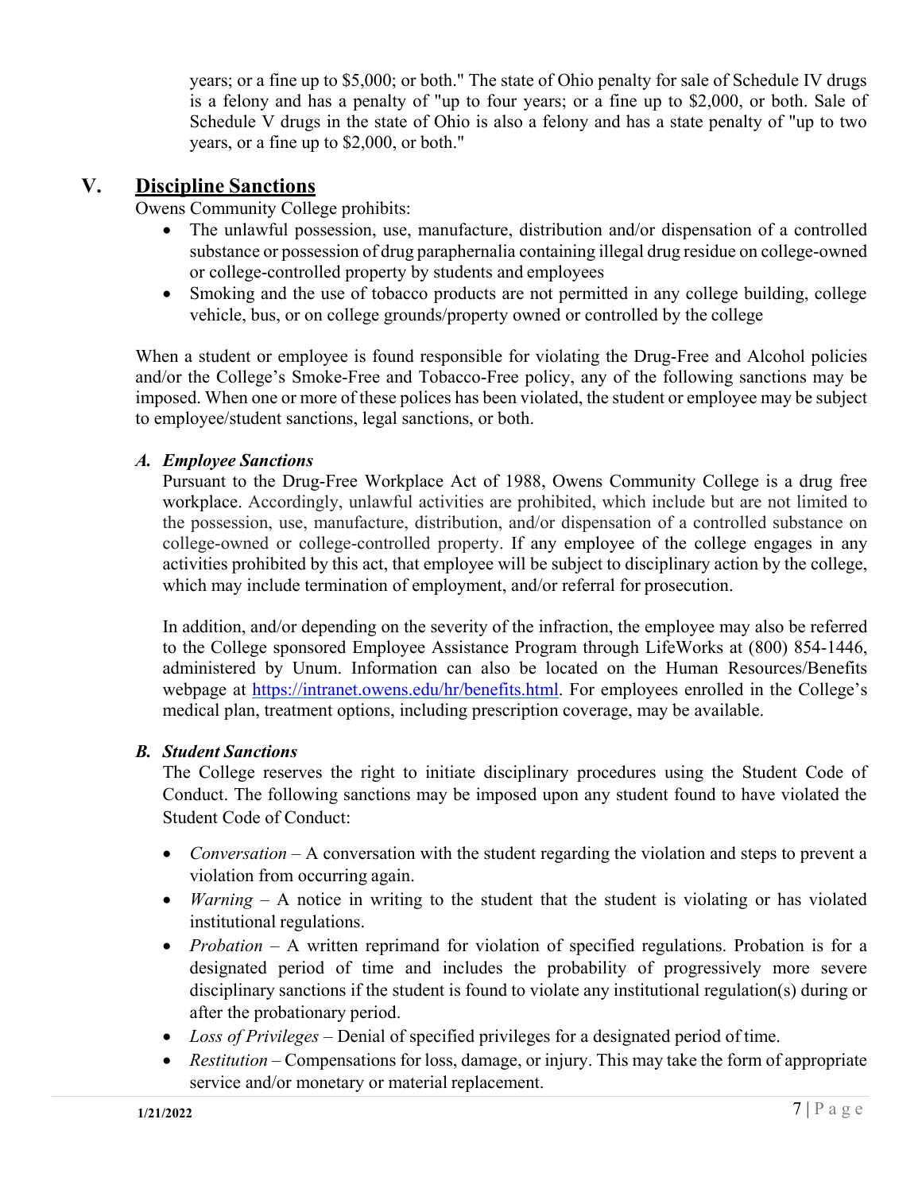years; or a fine up to $5,000; or both." The state of Ohio penalty for sale of Schedule IV drugs is a felony and has a penalty of "up to four years; or a fine up to $2,000, or both. Sale of Schedule V drugs in the state of Ohio is also a felony and has a state penalty of "up to two years, or a fine up to $2,000, or both."

## V. Discipline Sanctions

Owens Community College prohibits:

- The unlawful possession, use, manufacture, distribution and/or dispensation of a controlled substance or possession of drug paraphernalia containing illegal drug residue on college-owned or college-controlled property by students and employees
- Smoking and the use of tobacco products are not permitted in any college building, college vehicle, bus, or on college grounds/property owned or controlled by the college

When a student or employee is found responsible for violating the Drug-Free and Alcohol policies and/or the College's Smoke-Free and Tobacco-Free policy, any of the following sanctions may be imposed. When one or more of these polices has been violated, the student or employee may be subject to employee/student sanctions, legal sanctions, or both.

### *A. Employee Sanctions*

Pursuant to the Drug-Free Workplace Act of 1988, Owens Community College is a drug free workplace. Accordingly, unlawful activities are prohibited, which include but are not limited to the possession, use, manufacture, distribution, and/or dispensation of a controlled substance on college-owned or college-controlled property. If any employee of the college engages in any activities prohibited by this act, that employee will be subject to disciplinary action by the college, which may include termination of employment, and/or referral for prosecution.

In addition, and/or depending on the severity of the infraction, the employee may also be referred to the College sponsored Employee Assistance Program through LifeWorks at (800) 854-1446, administered by Unum. Information can also be located on the Human Resources/Benefits webpage at https://intranet.owens.edu/hr/benefits.html. For employees enrolled in the College's medical plan, treatment options, including prescription coverage, may be available.

### *B. Student Sanctions*

The College reserves the right to initiate disciplinary procedures using the Student Code of Conduct. The following sanctions may be imposed upon any student found to have violated the Student Code of Conduct:

- *Conversation* – A conversation with the student regarding the violation and steps to prevent a violation from occurring again.
- *Warning* – A notice in writing to the student that the student is violating or has violated institutional regulations.
- *Probation* – A written reprimand for violation of specified regulations. Probation is for a designated period of time and includes the probability of progressively more severe disciplinary sanctions if the student is found to violate any institutional regulation(s) during or after the probationary period.
- *Loss of Privileges* – Denial of specified privileges for a designated period of time.
- *Restitution* – Compensations for loss, damage, or injury. This may take the form of appropriate service and/or monetary or material replacement.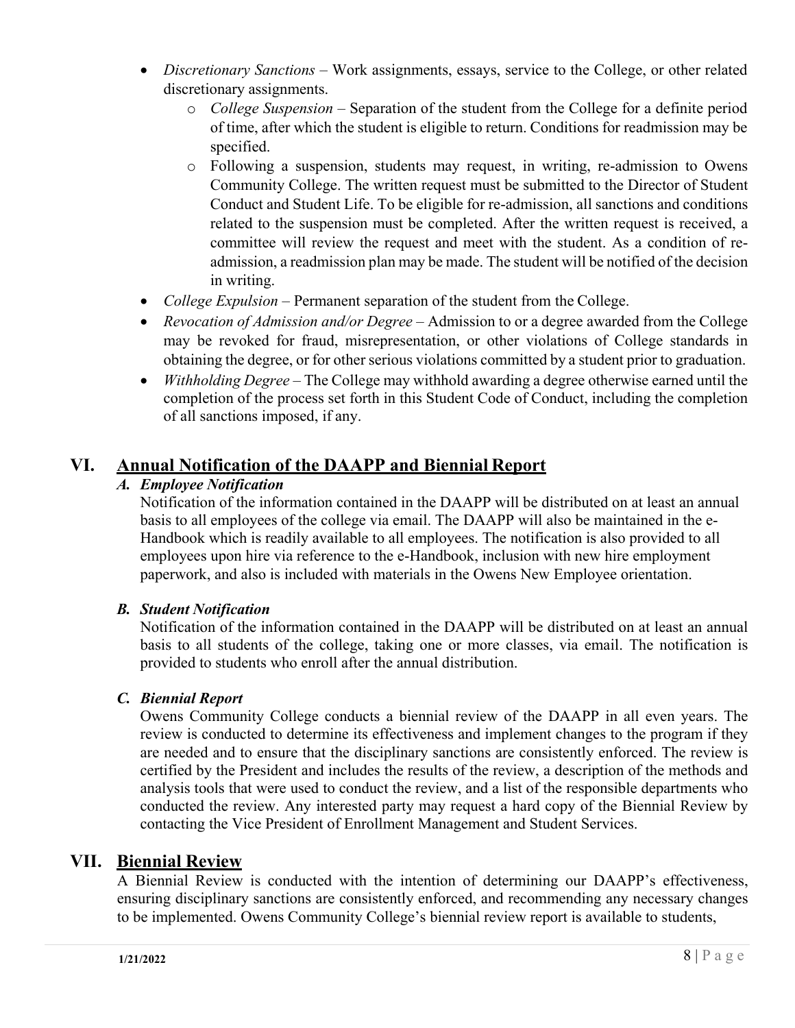- *Discretionary Sanctions* – Work assignments, essays, service to the College, or other related discretionary assignments.
  - *College Suspension* – Separation of the student from the College for a definite period of time, after which the student is eligible to return. Conditions for readmission may be specified.
  - Following a suspension, students may request, in writing, re-admission to Owens Community College. The written request must be submitted to the Director of Student Conduct and Student Life. To be eligible for re-admission, all sanctions and conditions related to the suspension must be completed. After the written request is received, a committee will review the request and meet with the student. As a condition of re-admission, a readmission plan may be made. The student will be notified of the decision in writing.
- *College Expulsion* – Permanent separation of the student from the College.
- *Revocation of Admission and/or Degree* – Admission to or a degree awarded from the College may be revoked for fraud, misrepresentation, or other violations of College standards in obtaining the degree, or for other serious violations committed by a student prior to graduation.
- *Withholding Degree* – The College may withhold awarding a degree otherwise earned until the completion of the process set forth in this Student Code of Conduct, including the completion of all sanctions imposed, if any.

## VI. Annual Notification of the DAAPP and Biennial Report

### *A. Employee Notification*

Notification of the information contained in the DAAPP will be distributed on at least an annual basis to all employees of the college via email. The DAAPP will also be maintained in the e-Handbook which is readily available to all employees. The notification is also provided to all employees upon hire via reference to the e-Handbook, inclusion with new hire employment paperwork, and also is included with materials in the Owens New Employee orientation.

### *B. Student Notification*

Notification of the information contained in the DAAPP will be distributed on at least an annual basis to all students of the college, taking one or more classes, via email. The notification is provided to students who enroll after the annual distribution.

### *C. Biennial Report*

Owens Community College conducts a biennial review of the DAAPP in all even years. The review is conducted to determine its effectiveness and implement changes to the program if they are needed and to ensure that the disciplinary sanctions are consistently enforced. The review is certified by the President and includes the results of the review, a description of the methods and analysis tools that were used to conduct the review, and a list of the responsible departments who conducted the review. Any interested party may request a hard copy of the Biennial Review by contacting the Vice President of Enrollment Management and Student Services.

## VII. Biennial Review

A Biennial Review is conducted with the intention of determining our DAAPP's effectiveness, ensuring disciplinary sanctions are consistently enforced, and recommending any necessary changes to be implemented. Owens Community College's biennial review report is available to students,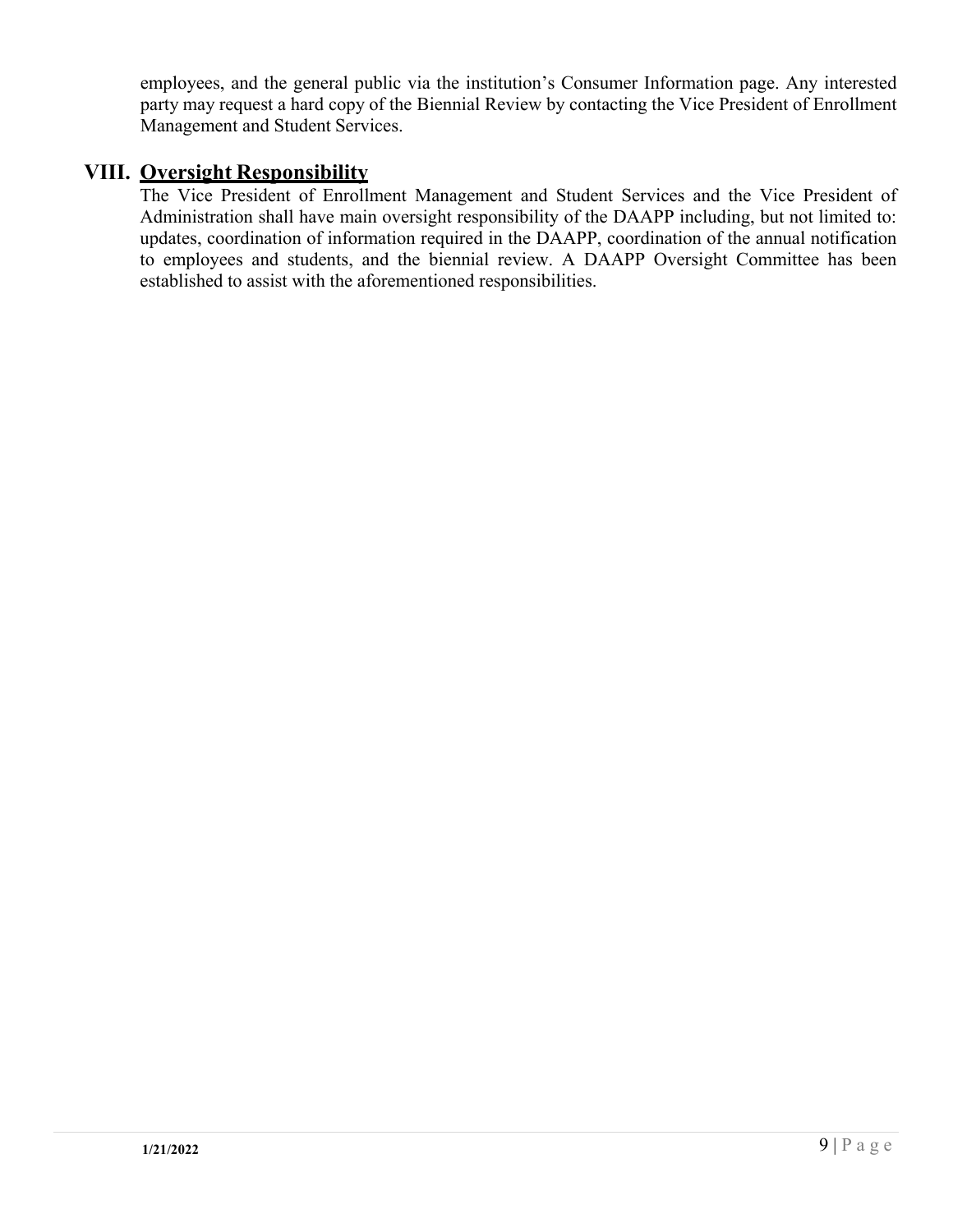employees, and the general public via the institution's Consumer Information page. Any interested party may request a hard copy of the Biennial Review by contacting the Vice President of Enrollment Management and Student Services.

## VIII. Oversight Responsibility

The Vice President of Enrollment Management and Student Services and the Vice President of Administration shall have main oversight responsibility of the DAAPP including, but not limited to: updates, coordination of information required in the DAAPP, coordination of the annual notification to employees and students, and the biennial review. A DAAPP Oversight Committee has been established to assist with the aforementioned responsibilities.